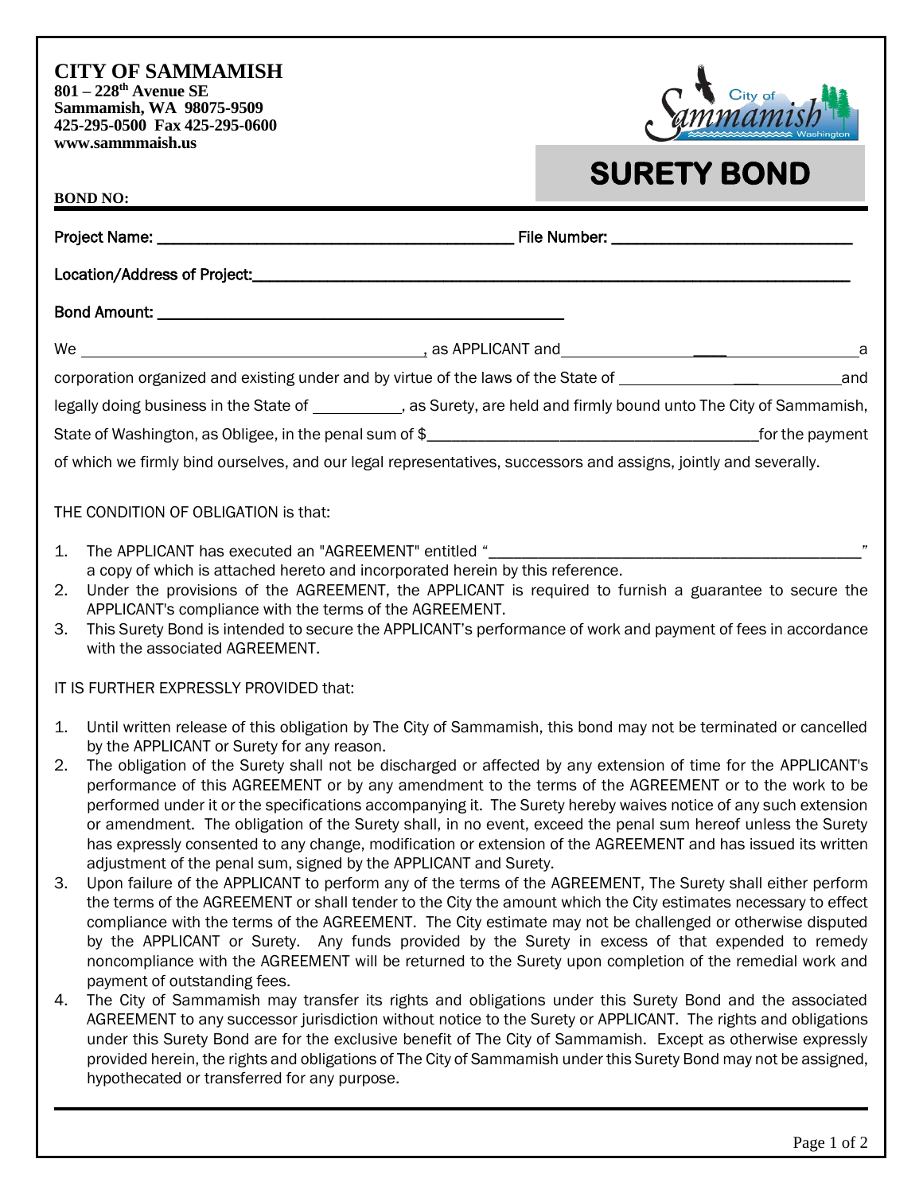**CITY OF SAMMAMISH**
**801 – 228th Avenue SE**
**Sammamish, WA 98075-9509**
**425-295-0500 Fax 425-295-0600**
**www.sammmaish.us**

# SURETY BOND

**BOND NO:**

**Project Name:** ______________________________ **File Number:** ______________________

**Location/Address of Project:**______________________________________________________

**Bond Amount:** ______________________________

We ______________________________, as APPLICANT and ______________________________ a corporation organized and existing under and by virtue of the laws of the State of ______________________ and legally doing business in the State of __________, as Surety, are held and firmly bound unto The City of Sammamish, State of Washington, as Obligee, in the penal sum of $______________________________ for the payment of which we firmly bind ourselves, and our legal representatives, successors and assigns, jointly and severally.

THE CONDITION OF OBLIGATION is that:

1. The APPLICANT has executed an "AGREEMENT" entitled "______________________________________" a copy of which is attached hereto and incorporated herein by this reference.
2. Under the provisions of the AGREEMENT, the APPLICANT is required to furnish a guarantee to secure the APPLICANT's compliance with the terms of the AGREEMENT.
3. This Surety Bond is intended to secure the APPLICANT's performance of work and payment of fees in accordance with the associated AGREEMENT.

IT IS FURTHER EXPRESSLY PROVIDED that:

1. Until written release of this obligation by The City of Sammamish, this bond may not be terminated or cancelled by the APPLICANT or Surety for any reason.
2. The obligation of the Surety shall not be discharged or affected by any extension of time for the APPLICANT's performance of this AGREEMENT or by any amendment to the terms of the AGREEMENT or to the work to be performed under it or the specifications accompanying it. The Surety hereby waives notice of any such extension or amendment. The obligation of the Surety shall, in no event, exceed the penal sum hereof unless the Surety has expressly consented to any change, modification or extension of the AGREEMENT and has issued its written adjustment of the penal sum, signed by the APPLICANT and Surety.
3. Upon failure of the APPLICANT to perform any of the terms of the AGREEMENT, The Surety shall either perform the terms of the AGREEMENT or shall tender to the City the amount which the City estimates necessary to effect compliance with the terms of the AGREEMENT. The City estimate may not be challenged or otherwise disputed by the APPLICANT or Surety. Any funds provided by the Surety in excess of that expended to remedy noncompliance with the AGREEMENT will be returned to the Surety upon completion of the remedial work and payment of outstanding fees.
4. The City of Sammamish may transfer its rights and obligations under this Surety Bond and the associated AGREEMENT to any successor jurisdiction without notice to the Surety or APPLICANT. The rights and obligations under this Surety Bond are for the exclusive benefit of The City of Sammamish. Except as otherwise expressly provided herein, the rights and obligations of The City of Sammamish under this Surety Bond may not be assigned, hypothecated or transferred for any purpose.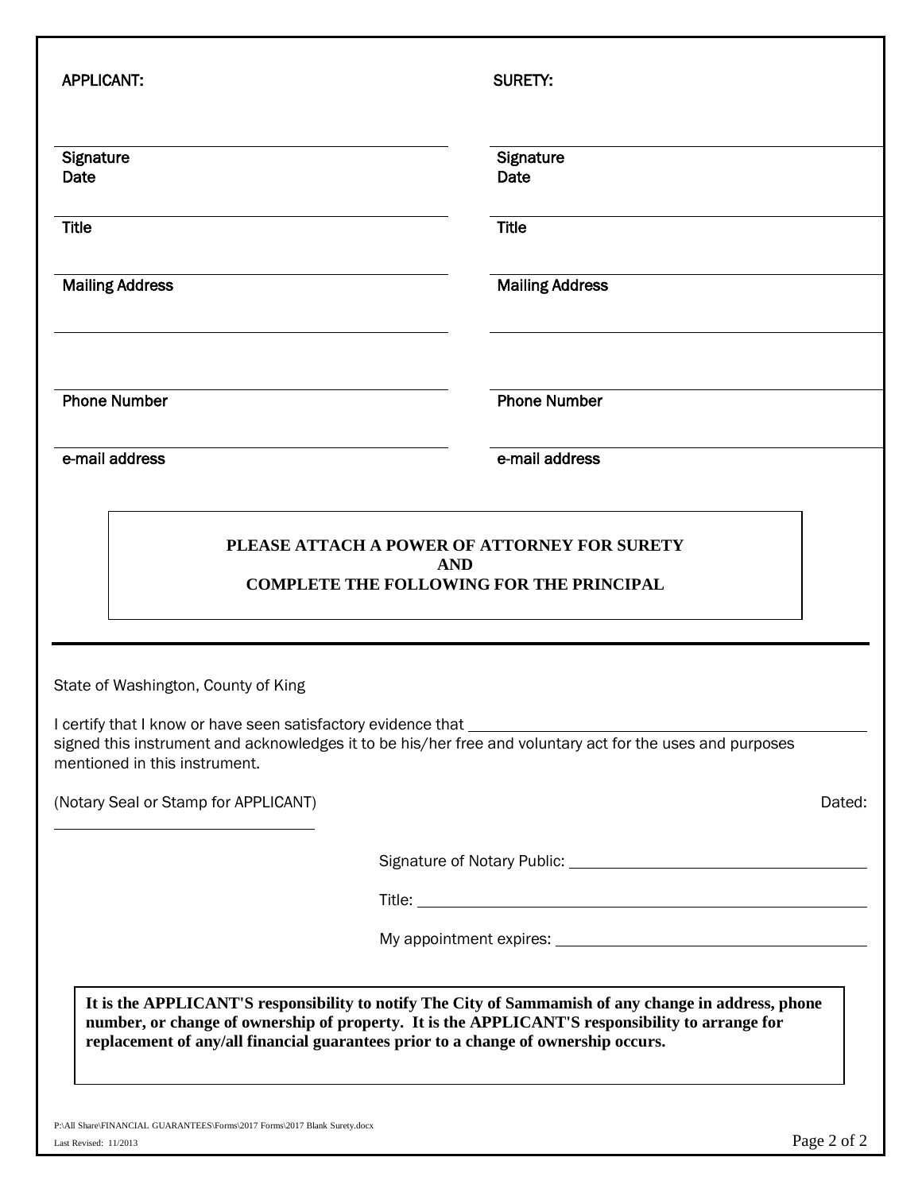| APPLICANT: | SURETY: |
| --- | --- |
| Signature<br>Date | Signature<br>Date |
| Title | Title |
| Mailing Address | Mailing Address |
| Phone Number | Phone Number |
| e-mail address | e-mail address |

**PLEASE ATTACH A POWER OF ATTORNEY FOR SURETY**
**AND**
**COMPLETE THE FOLLOWING FOR THE PRINCIPAL**

---

State of Washington, County of King

I certify that I know or have seen satisfactory evidence that ______________________________ signed this instrument and acknowledges it to be his/her free and voluntary act for the uses and purposes mentioned in this instrument.

(Notary Seal or Stamp for APPLICANT) Dated: ______________________________

Signature of Notary Public: ______________________________

Title: ______________________________

My appointment expires: ______________________________

**It is the APPLICANT'S responsibility to notify The City of Sammamish of any change in address, phone number, or change of ownership of property. It is the APPLICANT'S responsibility to arrange for replacement of any/all financial guarantees prior to a change of ownership occurs.**

P:\All Share\FINANCIAL GUARANTEES\Forms\2017 Forms\2017 Blank Surety.docx
Last Revised: 11/2013